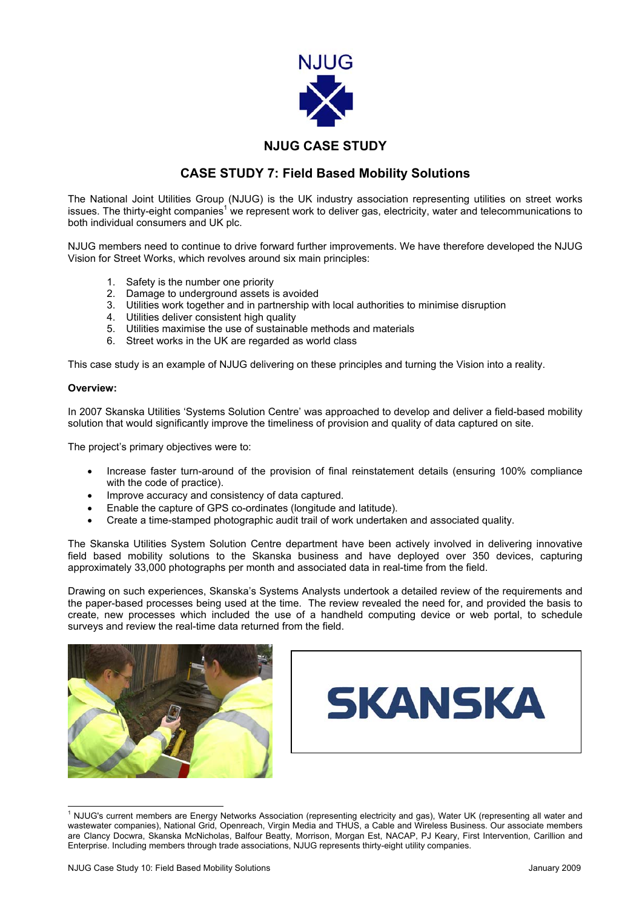NJUG

# NJUG CASE STUDY

## CASE STUDY 7: Field Based Mobility Solutions

The National Joint Utilities Group (NJUG) is the UK industry association representing utilities on street works issues. The thirty-eight companies[1] we represent work to deliver gas, electricity, water and telecommunications to both individual consumers and UK plc.

NJUG members need to continue to drive forward further improvements. We have therefore developed the NJUG Vision for Street Works, which revolves around six main principles:

1. Safety is the number one priority
2. Damage to underground assets is avoided
3. Utilities work together and in partnership with local authorities to minimise disruption
4. Utilities deliver consistent high quality
5. Utilities maximise the use of sustainable methods and materials
6. Street works in the UK are regarded as world class

This case study is an example of NJUG delivering on these principles and turning the Vision into a reality.

**Overview:**

In 2007 Skanska Utilities 'Systems Solution Centre' was approached to develop and deliver a field-based mobility solution that would significantly improve the timeliness of provision and quality of data captured on site.

The project's primary objectives were to:

- Increase faster turn-around of the provision of final reinstatement details (ensuring 100% compliance with the code of practice).
- Improve accuracy and consistency of data captured.
- Enable the capture of GPS co-ordinates (longitude and latitude).
- Create a time-stamped photographic audit trail of work undertaken and associated quality.

The Skanska Utilities System Solution Centre department have been actively involved in delivering innovative field based mobility solutions to the Skanska business and have deployed over 350 devices, capturing approximately 33,000 photographs per month and associated data in real-time from the field.

Drawing on such experiences, Skanska's Systems Analysts undertook a detailed review of the requirements and the paper-based processes being used at the time. The review revealed the need for, and provided the basis to create, new processes which included the use of a handheld computing device or web portal, to schedule surveys and review the real-time data returned from the field.

SKANSKA

[1] NJUG's current members are Energy Networks Association (representing electricity and gas), Water UK (representing all water and wastewater companies), National Grid, Openreach, Virgin Media and THUS, a Cable and Wireless Business. Our associate members are Clancy Docwra, Skanska McNicholas, Balfour Beatty, Morrison, Morgan Est, NACAP, PJ Keary, First Intervention, Carillion and Enterprise. Including members through trade associations, NJUG represents thirty-eight utility companies.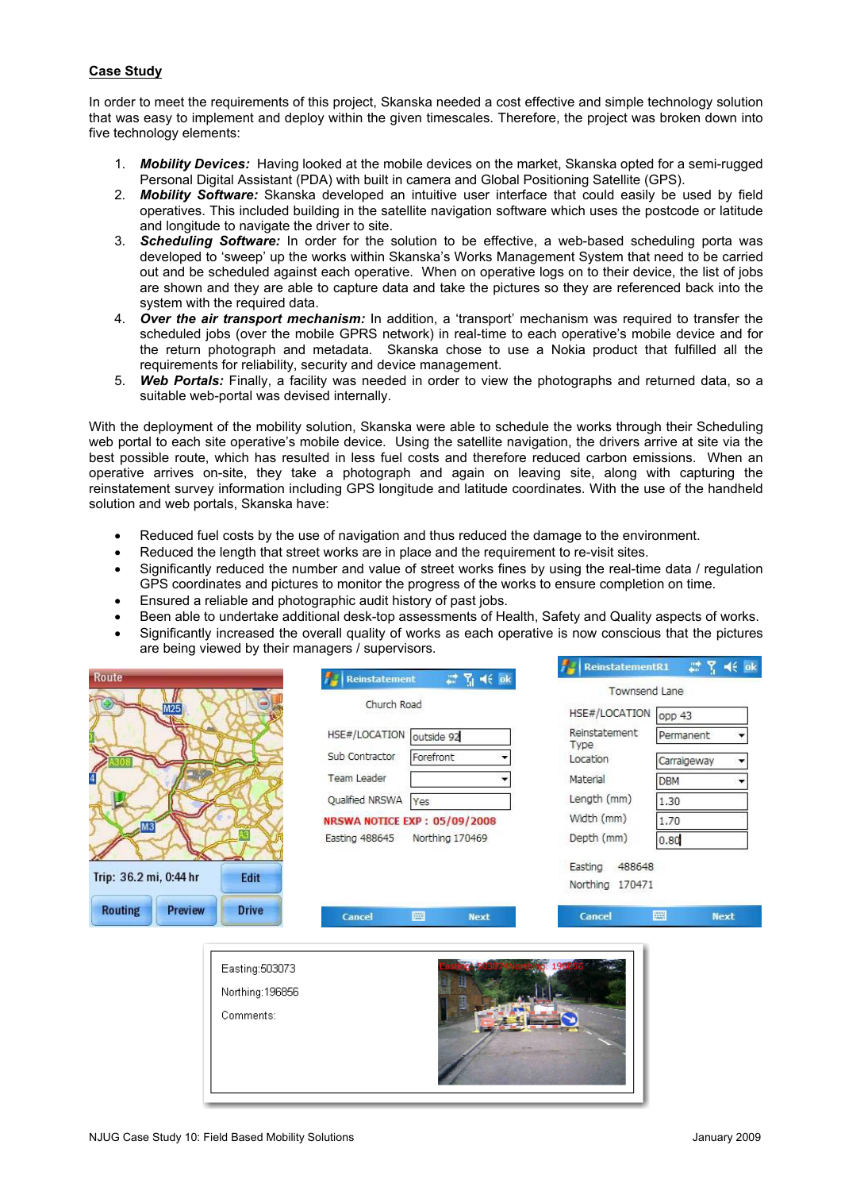**Case Study**

In order to meet the requirements of this project, Skanska needed a cost effective and simple technology solution that was easy to implement and deploy within the given timescales. Therefore, the project was broken down into five technology elements:

1. ***Mobility Devices:*** Having looked at the mobile devices on the market, Skanska opted for a semi-rugged Personal Digital Assistant (PDA) with built in camera and Global Positioning Satellite (GPS).
2. ***Mobility Software:*** Skanska developed an intuitive user interface that could easily be used by field operatives. This included building in the satellite navigation software which uses the postcode or latitude and longitude to navigate the driver to site.
3. ***Scheduling Software:*** In order for the solution to be effective, a web-based scheduling porta was developed to 'sweep' up the works within Skanska's Works Management System that need to be carried out and be scheduled against each operative. When on operative logs on to their device, the list of jobs are shown and they are able to capture data and take the pictures so they are referenced back into the system with the required data.
4. ***Over the air transport mechanism:*** In addition, a 'transport' mechanism was required to transfer the scheduled jobs (over the mobile GPRS network) in real-time to each operative's mobile device and for the return photograph and metadata. Skanska chose to use a Nokia product that fulfilled all the requirements for reliability, security and device management.
5. ***Web Portals:*** Finally, a facility was needed in order to view the photographs and returned data, so a suitable web-portal was devised internally.

With the deployment of the mobility solution, Skanska were able to schedule the works through their Scheduling web portal to each site operative's mobile device. Using the satellite navigation, the drivers arrive at site via the best possible route, which has resulted in less fuel costs and therefore reduced carbon emissions. When an operative arrives on-site, they take a photograph and again on leaving site, along with capturing the reinstatement survey information including GPS longitude and latitude coordinates. With the use of the handheld solution and web portals, Skanska have:

- Reduced fuel costs by the use of navigation and thus reduced the damage to the environment.
- Reduced the length that street works are in place and the requirement to re-visit sites.
- Significantly reduced the number and value of street works fines by using the real-time data / regulation GPS coordinates and pictures to monitor the progress of the works to ensure completion on time.
- Ensured a reliable and photographic audit history of past jobs.
- Been able to undertake additional desk-top assessments of Health, Safety and Quality aspects of works.
- Significantly increased the overall quality of works as each operative is now conscious that the pictures are being viewed by their managers / supervisors.

Route

Trip: 36.2 mi, 0:44 hr

Edit

Routing Preview Drive

Reinstatement

Church Road

HSE#/LOCATION outside 92

Sub Contractor Forefront

Team Leader

Qualified NRSWA Yes

NRSWA NOTICE EXP : 05/09/2008

Easting 488645 Northing 170469

Cancel Next

ReinstatementR1

Townsend Lane

HSE#/LOCATION opp 43

Reinstatement Type Permanent

Location Carraigeway

Material DBM

Length (mm) 1.30

Width (mm) 1.70

Depth (mm) 0.80

Easting 488648

Northing 170471

Cancel Next

Easting:503073

Northing:196856

Comments:

NJUG Case Study 10: Field Based Mobility Solutions

January 2009